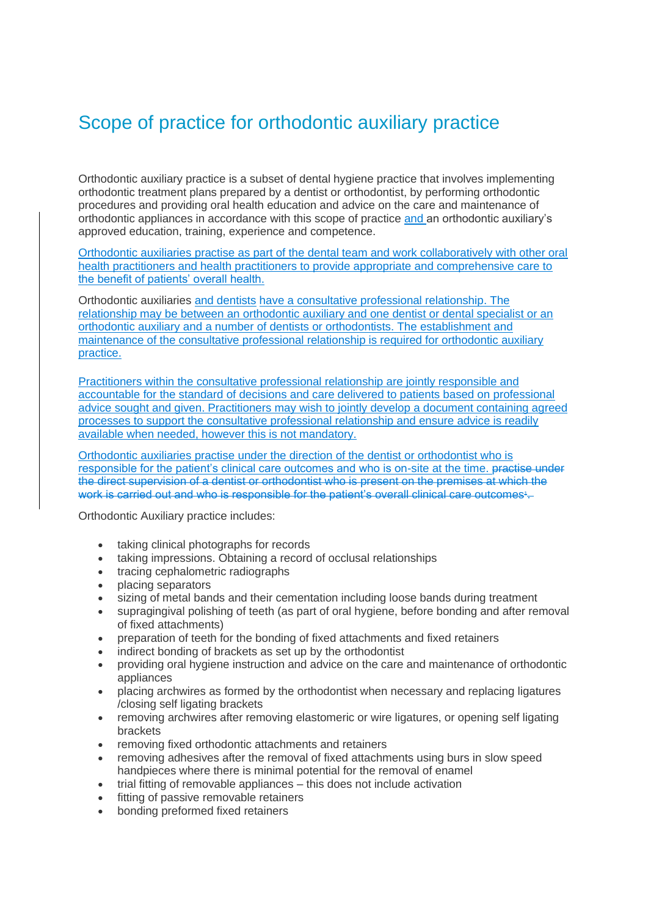# Scope of practice for orthodontic auxiliary practice

Orthodontic auxiliary practice is a subset of dental hygiene practice that involves implementing orthodontic treatment plans prepared by a dentist or orthodontist, by performing orthodontic procedures and providing oral health education and advice on the care and maintenance of orthodontic appliances in accordance with this scope of practice and an orthodontic auxiliary's approved education, training, experience and competence.

Orthodontic auxiliaries practise as part of the dental team and work collaboratively with other oral health practitioners and health practitioners to provide appropriate and comprehensive care to the benefit of patients' overall health.

Orthodontic auxiliaries and dentists have a consultative professional relationship. The relationship may be between an orthodontic auxiliary and one dentist or dental specialist or an orthodontic auxiliary and a number of dentists or orthodontists. The establishment and maintenance of the consultative professional relationship is required for orthodontic auxiliary practice.

Practitioners within the consultative professional relationship are jointly responsible and accountable for the standard of decisions and care delivered to patients based on professional advice sought and given. Practitioners may wish to jointly develop a document containing agreed processes to support the consultative professional relationship and ensure advice is readily available when needed, however this is not mandatory.

Orthodontic auxiliaries practise under the direction of the dentist or orthodontist who is responsible for the patient's clinical care outcomes and who is on-site at the time. ~~practise under the direct supervision of a dentist or orthodontist who is present on the premises at which the work is carried out and who is responsible for the patient's overall clinical care outcomes[1].~~

Orthodontic Auxiliary practice includes:

- taking clinical photographs for records
- taking impressions. Obtaining a record of occlusal relationships
- tracing cephalometric radiographs
- placing separators
- sizing of metal bands and their cementation including loose bands during treatment
- supragingival polishing of teeth (as part of oral hygiene, before bonding and after removal of fixed attachments)
- preparation of teeth for the bonding of fixed attachments and fixed retainers
- indirect bonding of brackets as set up by the orthodontist
- providing oral hygiene instruction and advice on the care and maintenance of orthodontic appliances
- placing archwires as formed by the orthodontist when necessary and replacing ligatures /closing self ligating brackets
- removing archwires after removing elastomeric or wire ligatures, or opening self ligating brackets
- removing fixed orthodontic attachments and retainers
- removing adhesives after the removal of fixed attachments using burs in slow speed handpieces where there is minimal potential for the removal of enamel
- trial fitting of removable appliances – this does not include activation
- fitting of passive removable retainers
- bonding preformed fixed retainers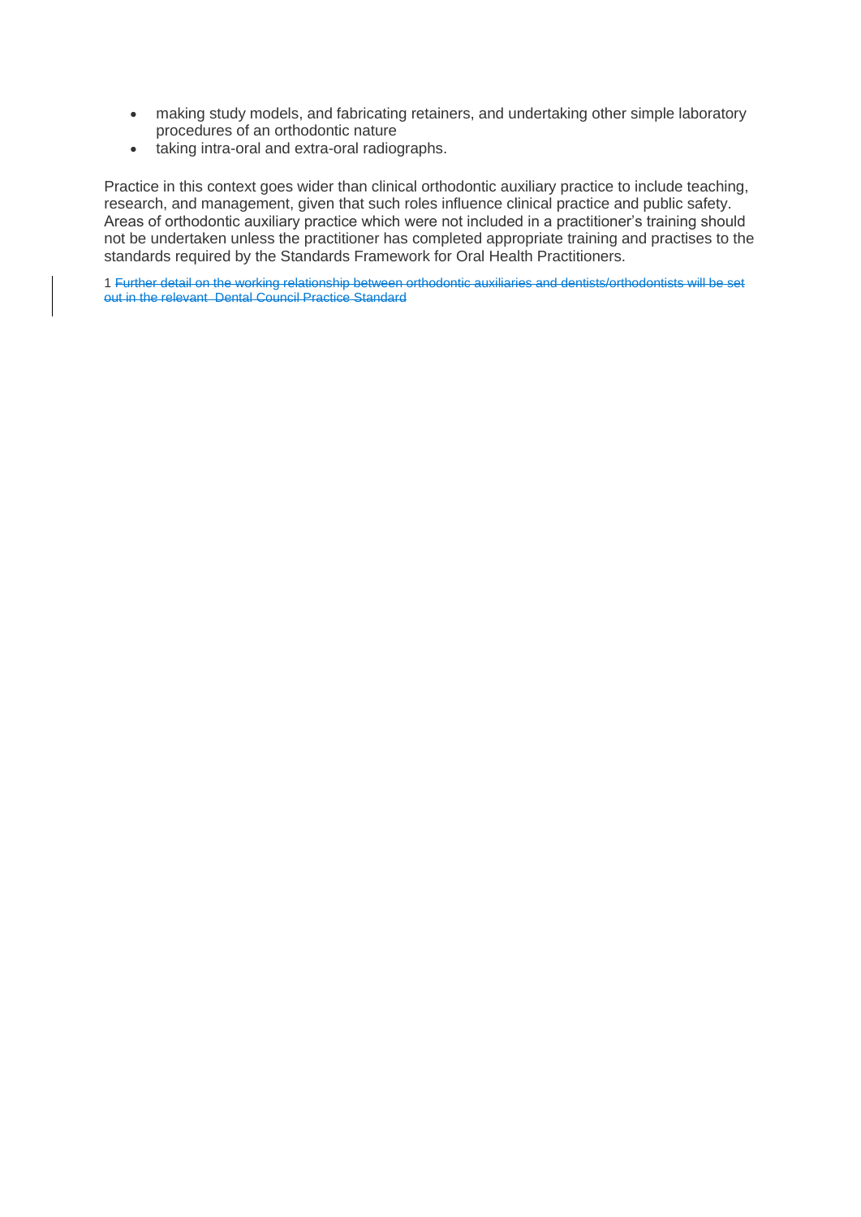- making study models, and fabricating retainers, and undertaking other simple laboratory procedures of an orthodontic nature
- taking intra-oral and extra-oral radiographs.

Practice in this context goes wider than clinical orthodontic auxiliary practice to include teaching, research, and management, given that such roles influence clinical practice and public safety. Areas of orthodontic auxiliary practice which were not included in a practitioner's training should not be undertaken unless the practitioner has completed appropriate training and practises to the standards required by the Standards Framework for Oral Health Practitioners.

1 ~~Further detail on the working relationship between orthodontic auxiliaries and dentists/orthodontists will be set out in the relevant Dental Council Practice Standard~~